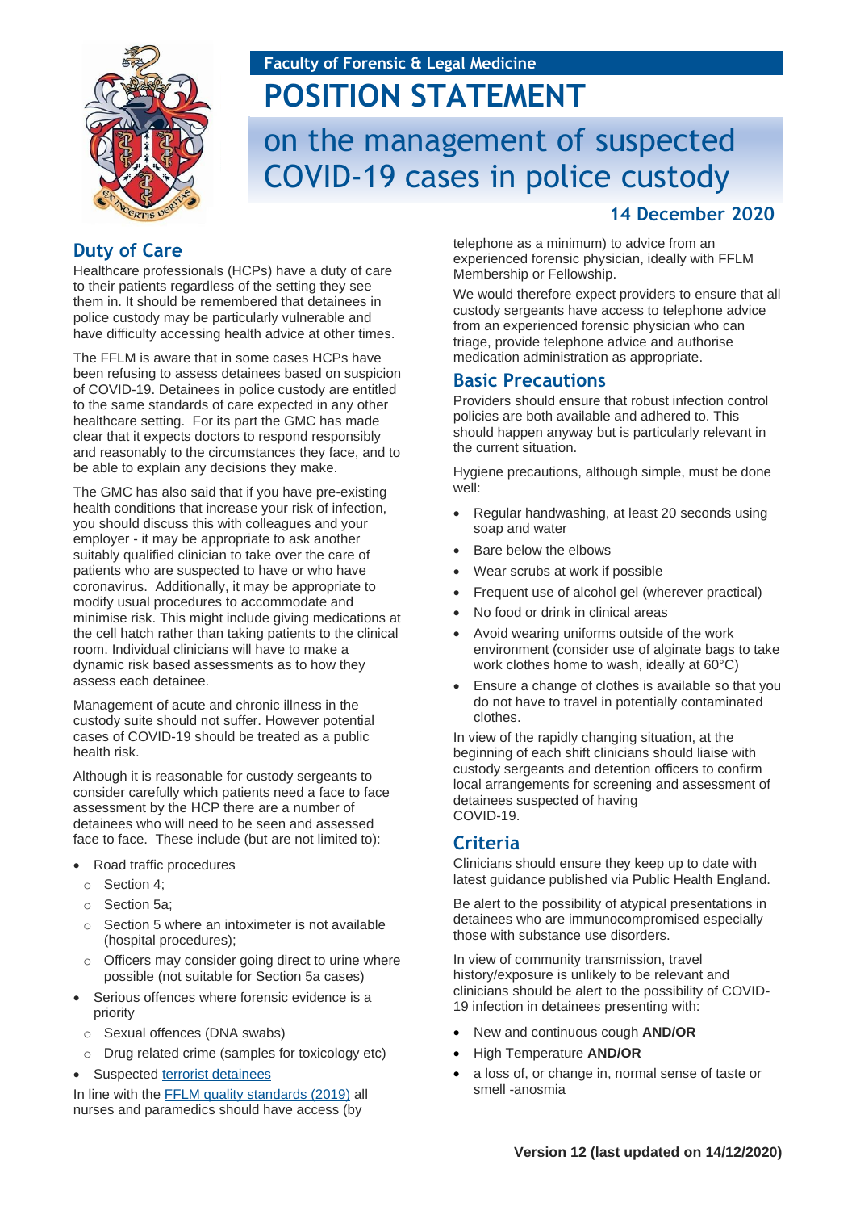Faculty of Forensic & Legal Medicine

# POSITION STATEMENT

## on the management of suspected COVID-19 cases in police custody

**14 December 2020**

## Duty of Care

Healthcare professionals (HCPs) have a duty of care to their patients regardless of the setting they see them in. It should be remembered that detainees in police custody may be particularly vulnerable and have difficulty accessing health advice at other times.

The FFLM is aware that in some cases HCPs have been refusing to assess detainees based on suspicion of COVID-19. Detainees in police custody are entitled to the same standards of care expected in any other healthcare setting. For its part the GMC has made clear that it expects doctors to respond responsibly and reasonably to the circumstances they face, and to be able to explain any decisions they make.

The GMC has also said that if you have pre-existing health conditions that increase your risk of infection, you should discuss this with colleagues and your employer - it may be appropriate to ask another suitably qualified clinician to take over the care of patients who are suspected to have or who have coronavirus. Additionally, it may be appropriate to modify usual procedures to accommodate and minimise risk. This might include giving medications at the cell hatch rather than taking patients to the clinical room. Individual clinicians will have to make a dynamic risk based assessments as to how they assess each detainee.

Management of acute and chronic illness in the custody suite should not suffer. However potential cases of COVID-19 should be treated as a public health risk.

Although it is reasonable for custody sergeants to consider carefully which patients need a face to face assessment by the HCP there are a number of detainees who will need to be seen and assessed face to face. These include (but are not limited to):

- Road traffic procedures
  - Section 4;
  - Section 5a;
  - Section 5 where an intoximeter is not available (hospital procedures);
  - Officers may consider going direct to urine where possible (not suitable for Section 5a cases)
- Serious offences where forensic evidence is a priority
  - Sexual offences (DNA swabs)
  - Drug related crime (samples for toxicology etc)
- Suspected terrorist detainees

In line with the FFLM quality standards (2019) all nurses and paramedics should have access (by telephone as a minimum) to advice from an experienced forensic physician, ideally with FFLM Membership or Fellowship.

We would therefore expect providers to ensure that all custody sergeants have access to telephone advice from an experienced forensic physician who can triage, provide telephone advice and authorise medication administration as appropriate.

## Basic Precautions

Providers should ensure that robust infection control policies are both available and adhered to. This should happen anyway but is particularly relevant in the current situation.

Hygiene precautions, although simple, must be done well:

- Regular handwashing, at least 20 seconds using soap and water
- Bare below the elbows
- Wear scrubs at work if possible
- Frequent use of alcohol gel (wherever practical)
- No food or drink in clinical areas
- Avoid wearing uniforms outside of the work environment (consider use of alginate bags to take work clothes home to wash, ideally at 60°C)
- Ensure a change of clothes is available so that you do not have to travel in potentially contaminated clothes.

In view of the rapidly changing situation, at the beginning of each shift clinicians should liaise with custody sergeants and detention officers to confirm local arrangements for screening and assessment of detainees suspected of having COVID-19.

## Criteria

Clinicians should ensure they keep up to date with latest guidance published via Public Health England.

Be alert to the possibility of atypical presentations in detainees who are immunocompromised especially those with substance use disorders.

In view of community transmission, travel history/exposure is unlikely to be relevant and clinicians should be alert to the possibility of COVID-19 infection in detainees presenting with:

- New and continuous cough **AND/OR**
- High Temperature **AND/OR**
- a loss of, or change in, normal sense of taste or smell -anosmia

**Version 12 (last updated on 14/12/2020)**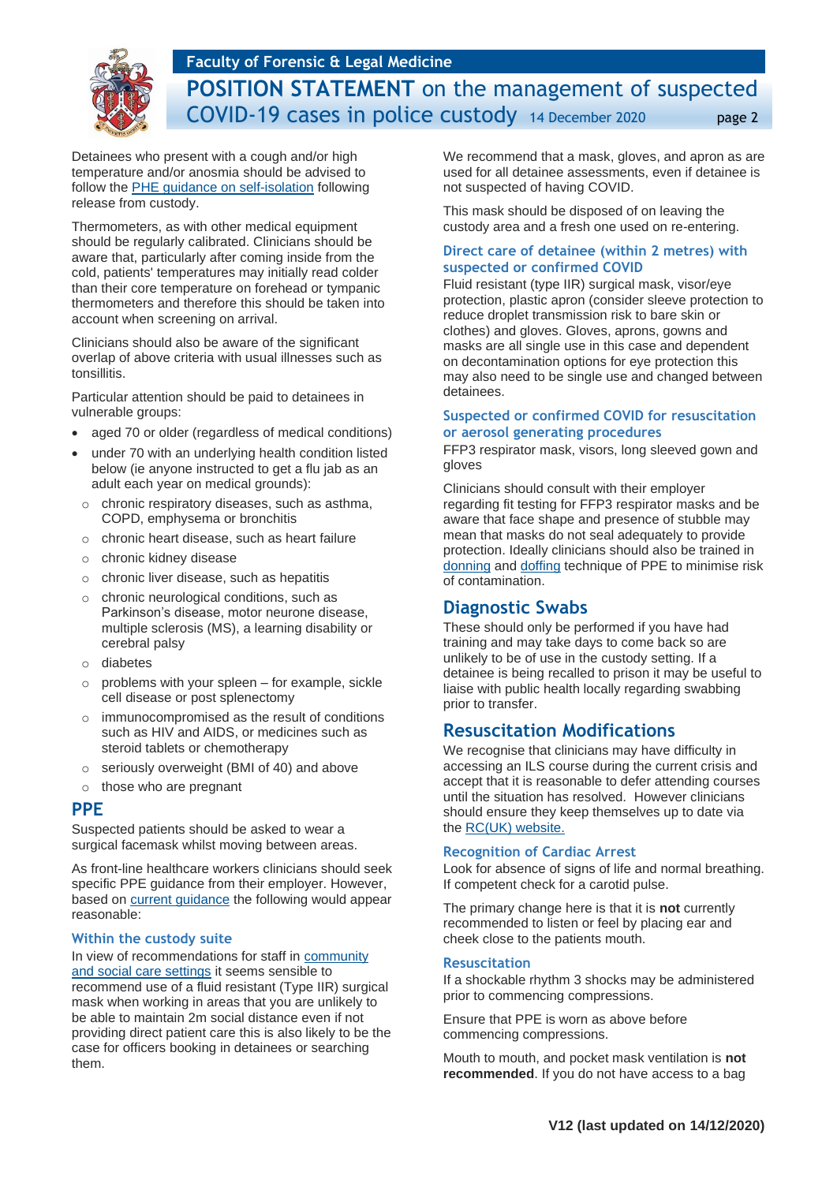Detainees who present with a cough and/or high temperature and/or anosmia should be advised to follow the PHE guidance on self-isolation following release from custody.

Thermometers, as with other medical equipment should be regularly calibrated. Clinicians should be aware that, particularly after coming inside from the cold, patients' temperatures may initially read colder than their core temperature on forehead or tympanic thermometers and therefore this should be taken into account when screening on arrival.

Clinicians should also be aware of the significant overlap of above criteria with usual illnesses such as tonsillitis.

Particular attention should be paid to detainees in vulnerable groups:

- aged 70 or older (regardless of medical conditions)
- under 70 with an underlying health condition listed below (ie anyone instructed to get a flu jab as an adult each year on medical grounds):
  - chronic respiratory diseases, such as asthma, COPD, emphysema or bronchitis
  - chronic heart disease, such as heart failure
  - chronic kidney disease
  - chronic liver disease, such as hepatitis
  - chronic neurological conditions, such as Parkinson's disease, motor neurone disease, multiple sclerosis (MS), a learning disability or cerebral palsy
  - diabetes
  - problems with your spleen – for example, sickle cell disease or post splenectomy
  - immunocompromised as the result of conditions such as HIV and AIDS, or medicines such as steroid tablets or chemotherapy
  - seriously overweight (BMI of 40) and above
  - those who are pregnant

## PPE

Suspected patients should be asked to wear a surgical facemask whilst moving between areas.

As front-line healthcare workers clinicians should seek specific PPE guidance from their employer. However, based on current guidance the following would appear reasonable:

### Within the custody suite

In view of recommendations for staff in community and social care settings it seems sensible to recommend use of a fluid resistant (Type IIR) surgical mask when working in areas that you are unlikely to be able to maintain 2m social distance even if not providing direct patient care this is also likely to be the case for officers booking in detainees or searching them.

We recommend that a mask, gloves, and apron as are used for all detainee assessments, even if detainee is not suspected of having COVID.

This mask should be disposed of on leaving the custody area and a fresh one used on re-entering.

### Direct care of detainee (within 2 metres) with suspected or confirmed COVID

Fluid resistant (type IIR) surgical mask, visor/eye protection, plastic apron (consider sleeve protection to reduce droplet transmission risk to bare skin or clothes) and gloves. Gloves, aprons, gowns and masks are all single use in this case and dependent on decontamination options for eye protection this may also need to be single use and changed between detainees.

### Suspected or confirmed COVID for resuscitation or aerosol generating procedures

FFP3 respirator mask, visors, long sleeved gown and gloves

Clinicians should consult with their employer regarding fit testing for FFP3 respirator masks and be aware that face shape and presence of stubble may mean that masks do not seal adequately to provide protection. Ideally clinicians should also be trained in donning and doffing technique of PPE to minimise risk of contamination.

## Diagnostic Swabs

These should only be performed if you have had training and may take days to come back so are unlikely to be of use in the custody setting. If a detainee is being recalled to prison it may be useful to liaise with public health locally regarding swabbing prior to transfer.

## Resuscitation Modifications

We recognise that clinicians may have difficulty in accessing an ILS course during the current crisis and accept that it is reasonable to defer attending courses until the situation has resolved. However clinicians should ensure they keep themselves up to date via the RC(UK) website.

### Recognition of Cardiac Arrest

Look for absence of signs of life and normal breathing. If competent check for a carotid pulse.

The primary change here is that it is **not** currently recommended to listen or feel by placing ear and cheek close to the patients mouth.

### Resuscitation

If a shockable rhythm 3 shocks may be administered prior to commencing compressions.

Ensure that PPE is worn as above before commencing compressions.

Mouth to mouth, and pocket mask ventilation is **not recommended**. If you do not have access to a bag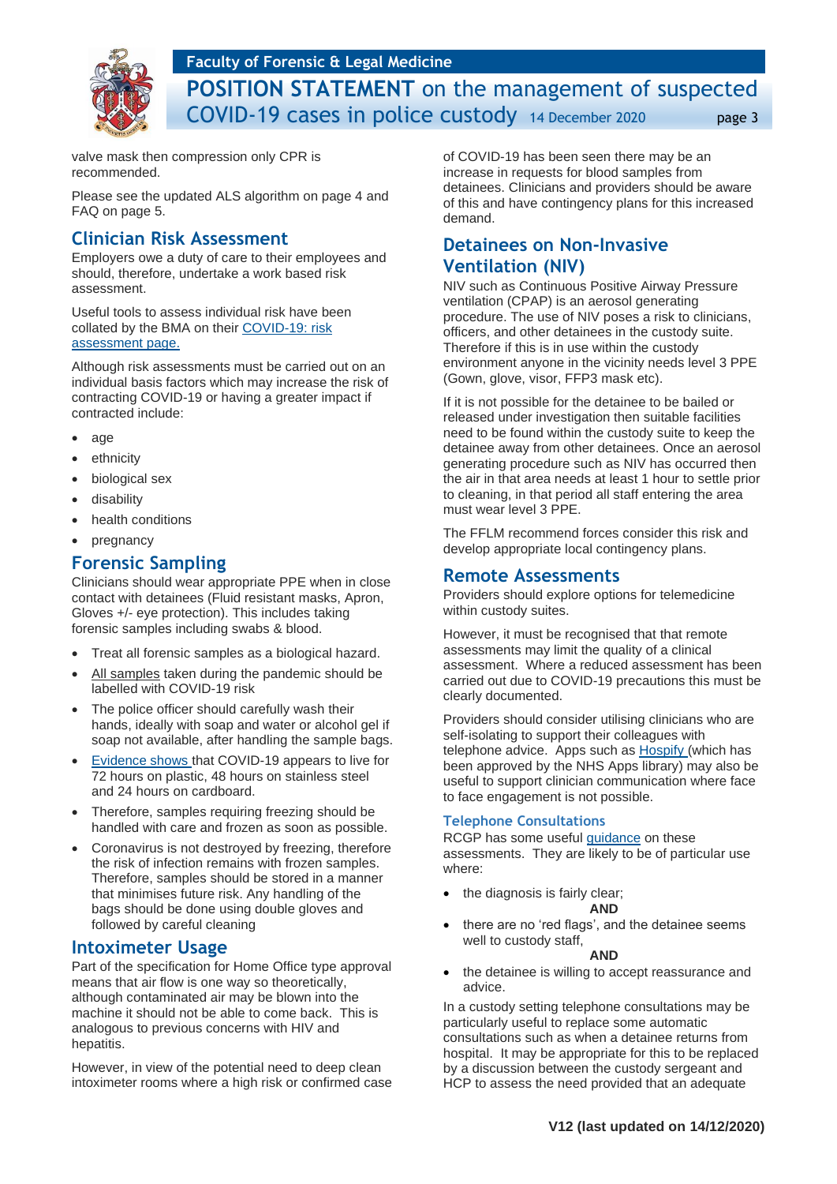valve mask then compression only CPR is recommended.

Please see the updated ALS algorithm on page 4 and FAQ on page 5.

## Clinician Risk Assessment

Employers owe a duty of care to their employees and should, therefore, undertake a work based risk assessment.

Useful tools to assess individual risk have been collated by the BMA on their COVID-19: risk assessment page.

Although risk assessments must be carried out on an individual basis factors which may increase the risk of contracting COVID-19 or having a greater impact if contracted include:

- age
- ethnicity
- biological sex
- disability
- health conditions
- pregnancy

## Forensic Sampling

Clinicians should wear appropriate PPE when in close contact with detainees (Fluid resistant masks, Apron, Gloves +/- eye protection). This includes taking forensic samples including swabs & blood.

- Treat all forensic samples as a biological hazard.
- All samples taken during the pandemic should be labelled with COVID-19 risk
- The police officer should carefully wash their hands, ideally with soap and water or alcohol gel if soap not available, after handling the sample bags.
- Evidence shows that COVID-19 appears to live for 72 hours on plastic, 48 hours on stainless steel and 24 hours on cardboard.
- Therefore, samples requiring freezing should be handled with care and frozen as soon as possible.
- Coronavirus is not destroyed by freezing, therefore the risk of infection remains with frozen samples. Therefore, samples should be stored in a manner that minimises future risk. Any handling of the bags should be done using double gloves and followed by careful cleaning

## Intoximeter Usage

Part of the specification for Home Office type approval means that air flow is one way so theoretically, although contaminated air may be blown into the machine it should not be able to come back. This is analogous to previous concerns with HIV and hepatitis.

However, in view of the potential need to deep clean intoximeter rooms where a high risk or confirmed case of COVID-19 has been seen there may be an increase in requests for blood samples from detainees. Clinicians and providers should be aware of this and have contingency plans for this increased demand.

## Detainees on Non-Invasive Ventilation (NIV)

NIV such as Continuous Positive Airway Pressure ventilation (CPAP) is an aerosol generating procedure. The use of NIV poses a risk to clinicians, officers, and other detainees in the custody suite. Therefore if this is in use within the custody environment anyone in the vicinity needs level 3 PPE (Gown, glove, visor, FFP3 mask etc).

If it is not possible for the detainee to be bailed or released under investigation then suitable facilities need to be found within the custody suite to keep the detainee away from other detainees. Once an aerosol generating procedure such as NIV has occurred then the air in that area needs at least 1 hour to settle prior to cleaning, in that period all staff entering the area must wear level 3 PPE.

The FFLM recommend forces consider this risk and develop appropriate local contingency plans.

## Remote Assessments

Providers should explore options for telemedicine within custody suites.

However, it must be recognised that that remote assessments may limit the quality of a clinical assessment. Where a reduced assessment has been carried out due to COVID-19 precautions this must be clearly documented.

Providers should consider utilising clinicians who are self-isolating to support their colleagues with telephone advice. Apps such as Hospify (which has been approved by the NHS Apps library) may also be useful to support clinician communication where face to face engagement is not possible.

### Telephone Consultations

RCGP has some useful guidance on these assessments. They are likely to be of particular use where:

- the diagnosis is fairly clear;

  **AND**
- there are no 'red flags', and the detainee seems well to custody staff,

  **AND**
- the detainee is willing to accept reassurance and advice.

In a custody setting telephone consultations may be particularly useful to replace some automatic consultations such as when a detainee returns from hospital. It may be appropriate for this to be replaced by a discussion between the custody sergeant and HCP to assess the need provided that an adequate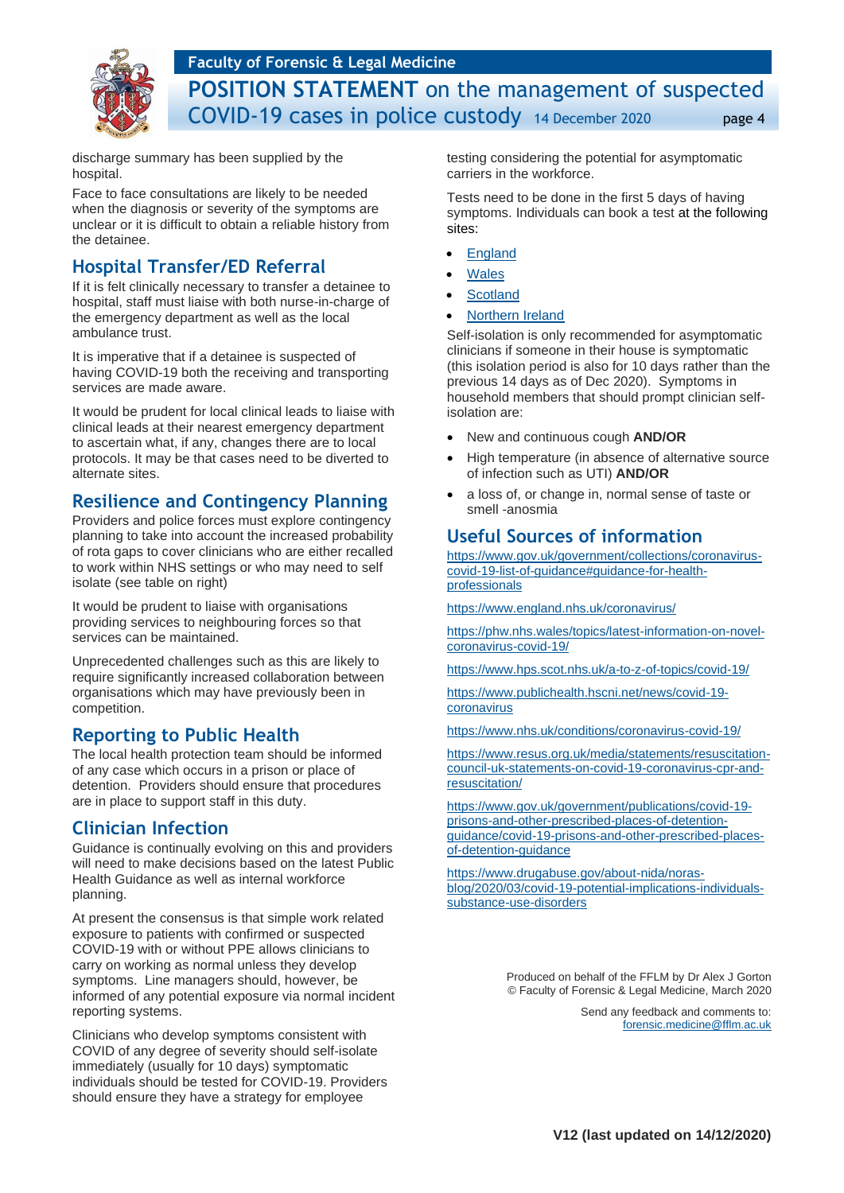discharge summary has been supplied by the hospital.

Face to face consultations are likely to be needed when the diagnosis or severity of the symptoms are unclear or it is difficult to obtain a reliable history from the detainee.

## Hospital Transfer/ED Referral

If it is felt clinically necessary to transfer a detainee to hospital, staff must liaise with both nurse-in-charge of the emergency department as well as the local ambulance trust.

It is imperative that if a detainee is suspected of having COVID-19 both the receiving and transporting services are made aware.

It would be prudent for local clinical leads to liaise with clinical leads at their nearest emergency department to ascertain what, if any, changes there are to local protocols. It may be that cases need to be diverted to alternate sites.

## Resilience and Contingency Planning

Providers and police forces must explore contingency planning to take into account the increased probability of rota gaps to cover clinicians who are either recalled to work within NHS settings or who may need to self isolate (see table on right)

It would be prudent to liaise with organisations providing services to neighbouring forces so that services can be maintained.

Unprecedented challenges such as this are likely to require significantly increased collaboration between organisations which may have previously been in competition.

## Reporting to Public Health

The local health protection team should be informed of any case which occurs in a prison or place of detention. Providers should ensure that procedures are in place to support staff in this duty.

## Clinician Infection

Guidance is continually evolving on this and providers will need to make decisions based on the latest Public Health Guidance as well as internal workforce planning.

At present the consensus is that simple work related exposure to patients with confirmed or suspected COVID-19 with or without PPE allows clinicians to carry on working as normal unless they develop symptoms. Line managers should, however, be informed of any potential exposure via normal incident reporting systems.

Clinicians who develop symptoms consistent with COVID of any degree of severity should self-isolate immediately (usually for 10 days) symptomatic individuals should be tested for COVID-19. Providers should ensure they have a strategy for employee testing considering the potential for asymptomatic carriers in the workforce.

Tests need to be done in the first 5 days of having symptoms. Individuals can book a test at the following sites:

- England
- Wales
- Scotland
- Northern Ireland

Self-isolation is only recommended for asymptomatic clinicians if someone in their house is symptomatic (this isolation period is also for 10 days rather than the previous 14 days as of Dec 2020). Symptoms in household members that should prompt clinician self-isolation are:

- New and continuous cough **AND/OR**
- High temperature (in absence of alternative source of infection such as UTI) **AND/OR**
- a loss of, or change in, normal sense of taste or smell -anosmia

## Useful Sources of information

https://www.gov.uk/government/collections/coronavirus-covid-19-list-of-guidance#guidance-for-health-professionals

https://www.england.nhs.uk/coronavirus/

https://phw.nhs.wales/topics/latest-information-on-novel-coronavirus-covid-19/

https://www.hps.scot.nhs.uk/a-to-z-of-topics/covid-19/

https://www.publichealth.hscni.net/news/covid-19-coronavirus

https://www.nhs.uk/conditions/coronavirus-covid-19/

https://www.resus.org.uk/media/statements/resuscitation-council-uk-statements-on-covid-19-coronavirus-cpr-and-resuscitation/

https://www.gov.uk/government/publications/covid-19-prisons-and-other-prescribed-places-of-detention-guidance/covid-19-prisons-and-other-prescribed-places-of-detention-guidance

https://www.drugabuse.gov/about-nida/noras-blog/2020/03/covid-19-potential-implications-individuals-substance-use-disorders

Produced on behalf of the FFLM by Dr Alex J Gorton
© Faculty of Forensic & Legal Medicine, March 2020

Send any feedback and comments to: forensic.medicine@fflm.ac.uk

**V12 (last updated on 14/12/2020)**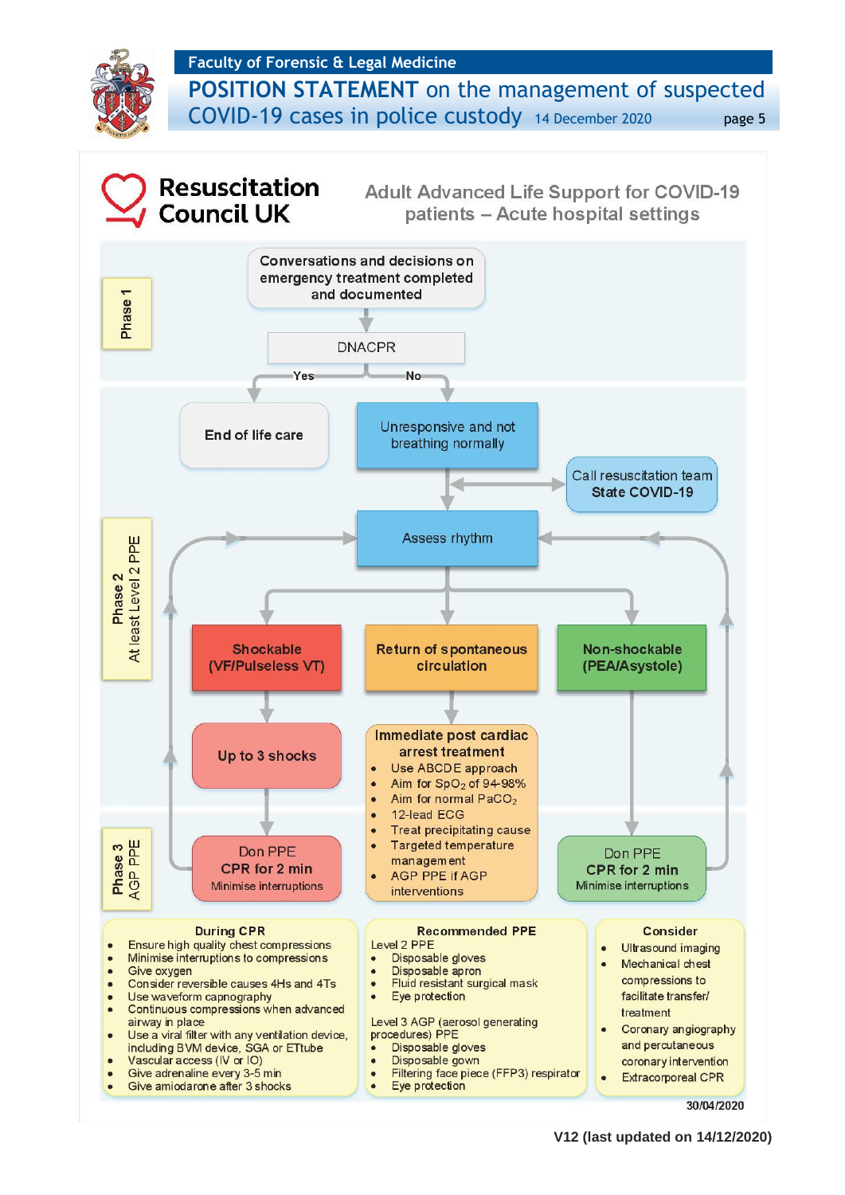# Resuscitation Council UK

## Adult Advanced Life Support for COVID-19 patients – Acute hospital settings

**Phase 1**

Conversations and decisions on emergency treatment completed and documented

DNACPR

Yes → End of life care

No → Unresponsive and not breathing normally

**Phase 2 – At least Level 2 PPE**

Call resuscitation team
State COVID-19

Assess rhythm

**Shockable (VF/Pulseless VT)**

Up to 3 shocks

**Return of spontaneous circulation**

**Immediate post cardiac arrest treatment**

- Use ABCDE approach
- Aim for $SpO_2$ of 94-98%
- Aim for normal $PaCO_2$
- 12-lead ECG
- Treat precipitating cause
- Targeted temperature management
- AGP PPE if AGP interventions

**Non-shockable (PEA/Asystole)**

**Phase 3 – AGP PPE**

Don PPE
**CPR for 2 min**
Minimise interruptions

Don PPE
**CPR for 2 min**
Minimise interruptions

**During CPR**

- Ensure high quality chest compressions
- Minimise interruptions to compressions
- Give oxygen
- Consider reversible causes 4Hs and 4Ts
- Use waveform capnography
- Continuous compressions when advanced airway in place
- Use a viral filter with any ventilation device, including BVM device, SGA or ETtube
- Vascular access (IV or IO)
- Give adrenaline every 3-5 min
- Give amiodarone after 3 shocks

**Recommended PPE**

Level 2 PPE

- Disposable gloves
- Disposable apron
- Fluid resistant surgical mask
- Eye protection

Level 3 AGP (aerosol generating procedures) PPE

- Disposable gloves
- Disposable gown
- Filtering face piece (FFP3) respirator
- Eye protection

**Consider**

- Ultrasound imaging
- Mechanical chest compressions to facilitate transfer/ treatment
- Coronary angiography and percutaneous coronary intervention
- Extracorporeal CPR

30/04/2020

**V12 (last updated on 14/12/2020)**